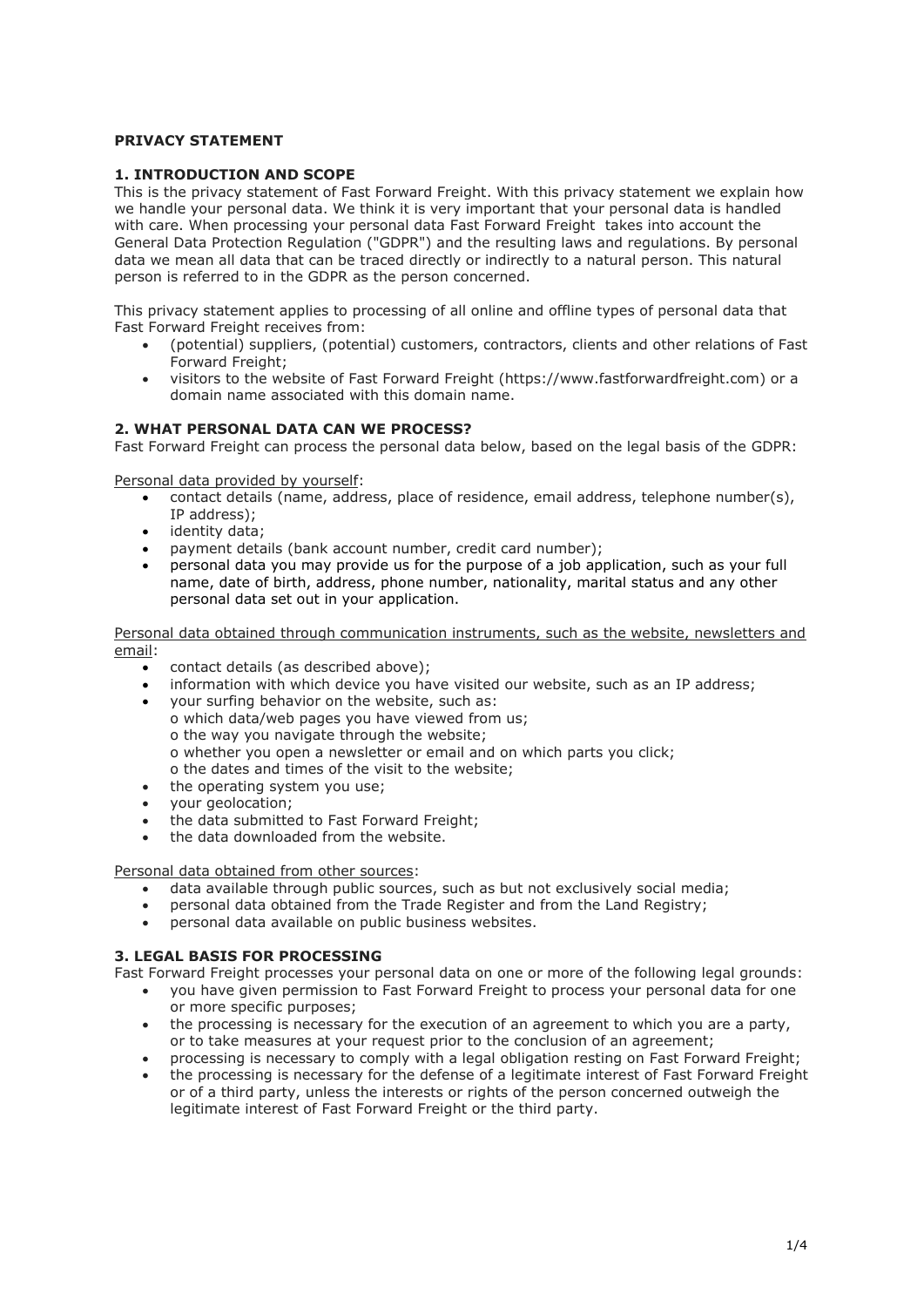**PRIVACY STATEMENT**

## 1. INTRODUCTION AND SCOPE

This is the privacy statement of Fast Forward Freight. With this privacy statement we explain how we handle your personal data. We think it is very important that your personal data is handled with care. When processing your personal data Fast Forward Freight takes into account the General Data Protection Regulation ("GDPR") and the resulting laws and regulations. By personal data we mean all data that can be traced directly or indirectly to a natural person. This natural person is referred to in the GDPR as the person concerned.

This privacy statement applies to processing of all online and offline types of personal data that Fast Forward Freight receives from:

- (potential) suppliers, (potential) customers, contractors, clients and other relations of Fast Forward Freight;
- visitors to the website of Fast Forward Freight (https://www.fastforwardfreight.com) or a domain name associated with this domain name.

## 2. WHAT PERSONAL DATA CAN WE PROCESS?

Fast Forward Freight can process the personal data below, based on the legal basis of the GDPR:

<u>Personal data provided by yourself</u>:

- contact details (name, address, place of residence, email address, telephone number(s), IP address);
- identity data;
- payment details (bank account number, credit card number);
- personal data you may provide us for the purpose of a job application, such as your full name, date of birth, address, phone number, nationality, marital status and any other personal data set out in your application.

<u>Personal data obtained through communication instruments, such as the website, newsletters and email</u>:

- contact details (as described above);
- information with which device you have visited our website, such as an IP address;
- your surfing behavior on the website, such as:
  - which data/web pages you have viewed from us;
  - the way you navigate through the website;
  - whether you open a newsletter or email and on which parts you click;
  - the dates and times of the visit to the website;
- the operating system you use;
- your geolocation;
- the data submitted to Fast Forward Freight;
- the data downloaded from the website.

<u>Personal data obtained from other sources</u>:

- data available through public sources, such as but not exclusively social media;
- personal data obtained from the Trade Register and from the Land Registry;
- personal data available on public business websites.

## 3. LEGAL BASIS FOR PROCESSING

Fast Forward Freight processes your personal data on one or more of the following legal grounds:

- you have given permission to Fast Forward Freight to process your personal data for one or more specific purposes;
- the processing is necessary for the execution of an agreement to which you are a party, or to take measures at your request prior to the conclusion of an agreement;
- processing is necessary to comply with a legal obligation resting on Fast Forward Freight;
- the processing is necessary for the defense of a legitimate interest of Fast Forward Freight or of a third party, unless the interests or rights of the person concerned outweigh the legitimate interest of Fast Forward Freight or the third party.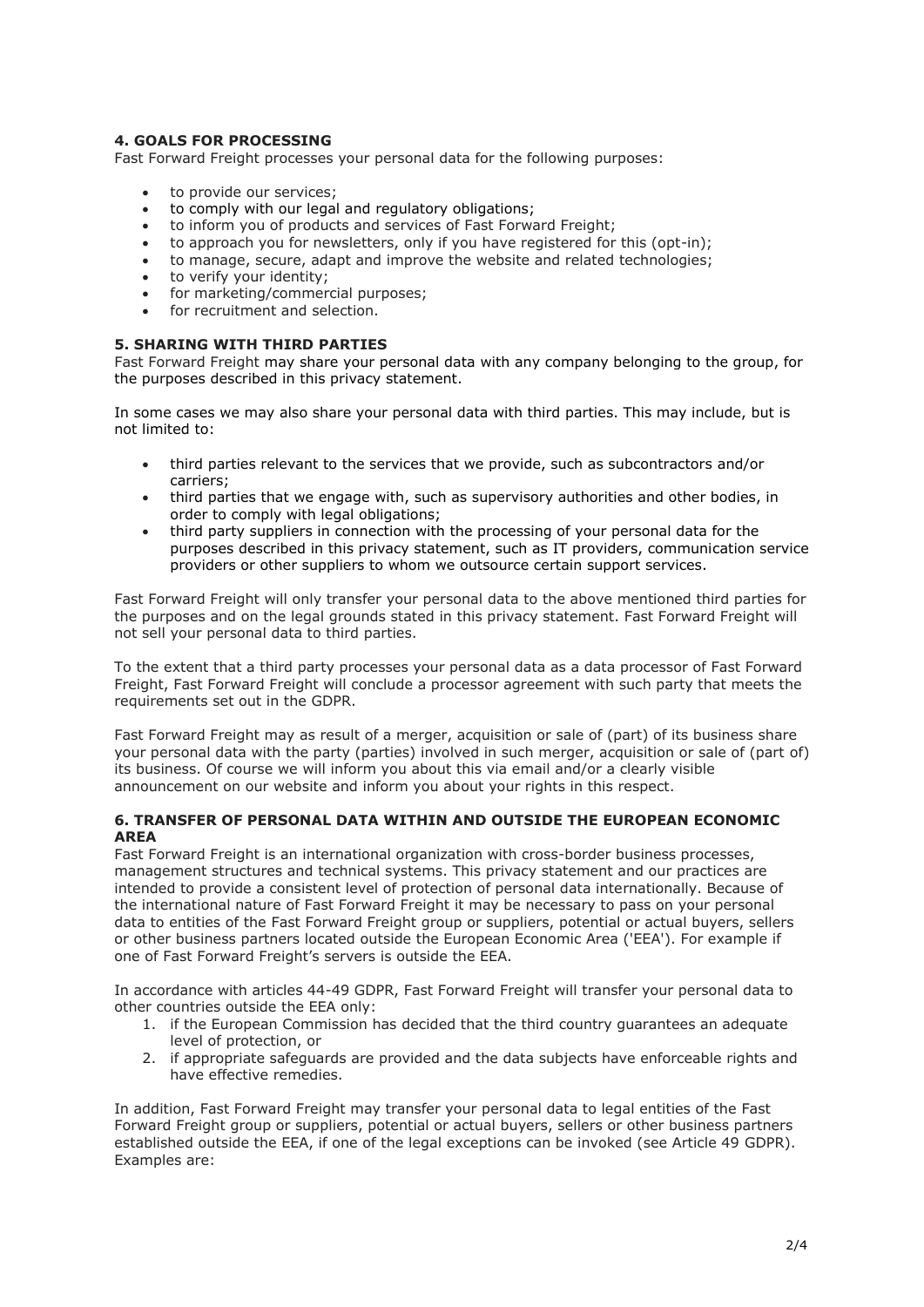## 4. GOALS FOR PROCESSING

Fast Forward Freight processes your personal data for the following purposes:

- to provide our services;
- to comply with our legal and regulatory obligations;
- to inform you of products and services of Fast Forward Freight;
- to approach you for newsletters, only if you have registered for this (opt-in);
- to manage, secure, adapt and improve the website and related technologies;
- to verify your identity;
- for marketing/commercial purposes;
- for recruitment and selection.

## 5. SHARING WITH THIRD PARTIES

Fast Forward Freight may share your personal data with any company belonging to the group, for the purposes described in this privacy statement.

In some cases we may also share your personal data with third parties. This may include, but is not limited to:

- third parties relevant to the services that we provide, such as subcontractors and/or carriers;
- third parties that we engage with, such as supervisory authorities and other bodies, in order to comply with legal obligations;
- third party suppliers in connection with the processing of your personal data for the purposes described in this privacy statement, such as IT providers, communication service providers or other suppliers to whom we outsource certain support services.

Fast Forward Freight will only transfer your personal data to the above mentioned third parties for the purposes and on the legal grounds stated in this privacy statement. Fast Forward Freight will not sell your personal data to third parties.

To the extent that a third party processes your personal data as a data processor of Fast Forward Freight, Fast Forward Freight will conclude a processor agreement with such party that meets the requirements set out in the GDPR.

Fast Forward Freight may as result of a merger, acquisition or sale of (part) of its business share your personal data with the party (parties) involved in such merger, acquisition or sale of (part of) its business. Of course we will inform you about this via email and/or a clearly visible announcement on our website and inform you about your rights in this respect.

## 6. TRANSFER OF PERSONAL DATA WITHIN AND OUTSIDE THE EUROPEAN ECONOMIC AREA

Fast Forward Freight is an international organization with cross-border business processes, management structures and technical systems. This privacy statement and our practices are intended to provide a consistent level of protection of personal data internationally. Because of the international nature of Fast Forward Freight it may be necessary to pass on your personal data to entities of the Fast Forward Freight group or suppliers, potential or actual buyers, sellers or other business partners located outside the European Economic Area ('EEA'). For example if one of Fast Forward Freight's servers is outside the EEA.

In accordance with articles 44-49 GDPR, Fast Forward Freight will transfer your personal data to other countries outside the EEA only:

1. if the European Commission has decided that the third country guarantees an adequate level of protection, or
2. if appropriate safeguards are provided and the data subjects have enforceable rights and have effective remedies.

In addition, Fast Forward Freight may transfer your personal data to legal entities of the Fast Forward Freight group or suppliers, potential or actual buyers, sellers or other business partners established outside the EEA, if one of the legal exceptions can be invoked (see Article 49 GDPR). Examples are: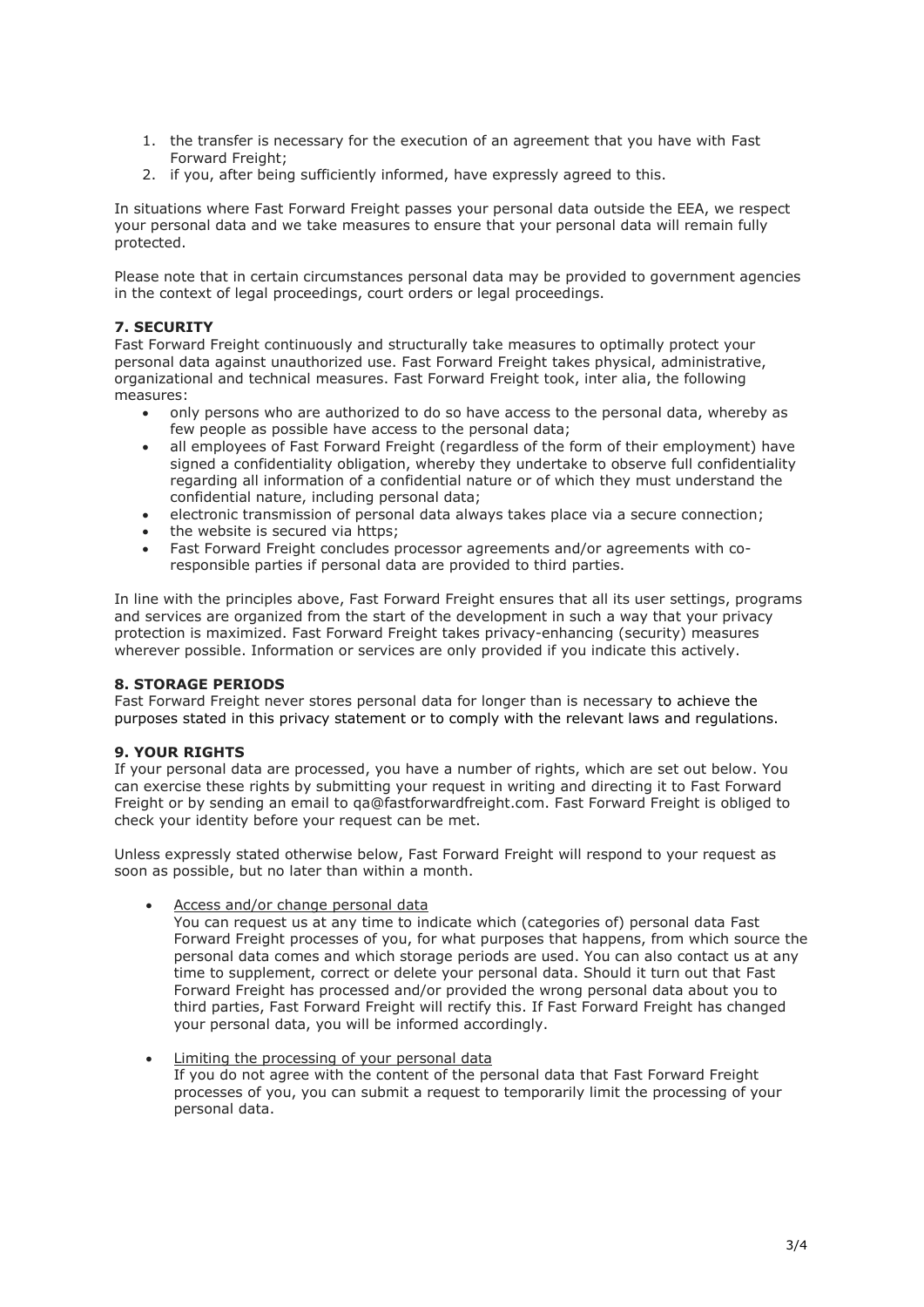1. the transfer is necessary for the execution of an agreement that you have with Fast Forward Freight;
2. if you, after being sufficiently informed, have expressly agreed to this.

In situations where Fast Forward Freight passes your personal data outside the EEA, we respect your personal data and we take measures to ensure that your personal data will remain fully protected.

Please note that in certain circumstances personal data may be provided to government agencies in the context of legal proceedings, court orders or legal proceedings.

**7. SECURITY**

Fast Forward Freight continuously and structurally take measures to optimally protect your personal data against unauthorized use. Fast Forward Freight takes physical, administrative, organizational and technical measures. Fast Forward Freight took, inter alia, the following measures:

- only persons who are authorized to do so have access to the personal data, whereby as few people as possible have access to the personal data;
- all employees of Fast Forward Freight (regardless of the form of their employment) have signed a confidentiality obligation, whereby they undertake to observe full confidentiality regarding all information of a confidential nature or of which they must understand the confidential nature, including personal data;
- electronic transmission of personal data always takes place via a secure connection;
- the website is secured via https;
- Fast Forward Freight concludes processor agreements and/or agreements with co-responsible parties if personal data are provided to third parties.

In line with the principles above, Fast Forward Freight ensures that all its user settings, programs and services are organized from the start of the development in such a way that your privacy protection is maximized. Fast Forward Freight takes privacy-enhancing (security) measures wherever possible. Information or services are only provided if you indicate this actively.

**8. STORAGE PERIODS**

Fast Forward Freight never stores personal data for longer than is necessary to achieve the purposes stated in this privacy statement or to comply with the relevant laws and regulations.

**9. YOUR RIGHTS**

If your personal data are processed, you have a number of rights, which are set out below. You can exercise these rights by submitting your request in writing and directing it to Fast Forward Freight or by sending an email to qa@fastforwardfreight.com. Fast Forward Freight is obliged to check your identity before your request can be met.

Unless expressly stated otherwise below, Fast Forward Freight will respond to your request as soon as possible, but no later than within a month.

- Access and/or change personal data
  You can request us at any time to indicate which (categories of) personal data Fast Forward Freight processes of you, for what purposes that happens, from which source the personal data comes and which storage periods are used. You can also contact us at any time to supplement, correct or delete your personal data. Should it turn out that Fast Forward Freight has processed and/or provided the wrong personal data about you to third parties, Fast Forward Freight will rectify this. If Fast Forward Freight has changed your personal data, you will be informed accordingly.

- Limiting the processing of your personal data
  If you do not agree with the content of the personal data that Fast Forward Freight processes of you, you can submit a request to temporarily limit the processing of your personal data.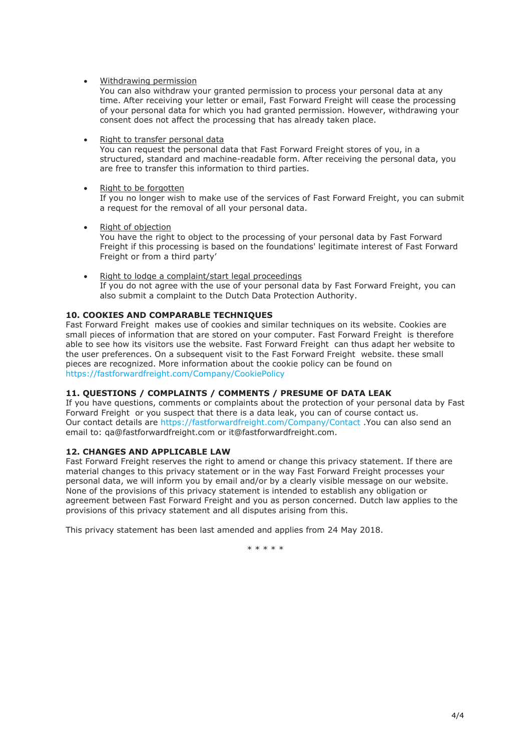- <u>Withdrawing permission</u>
  You can also withdraw your granted permission to process your personal data at any time. After receiving your letter or email, Fast Forward Freight will cease the processing of your personal data for which you had granted permission. However, withdrawing your consent does not affect the processing that has already taken place.

- <u>Right to transfer personal data</u>
  You can request the personal data that Fast Forward Freight stores of you, in a structured, standard and machine-readable form. After receiving the personal data, you are free to transfer this information to third parties.

- <u>Right to be forgotten</u>
  If you no longer wish to make use of the services of Fast Forward Freight, you can submit a request for the removal of all your personal data.

- <u>Right of objection</u>
  You have the right to object to the processing of your personal data by Fast Forward Freight if this processing is based on the foundations' legitimate interest of Fast Forward Freight or from a third party'

- <u>Right to lodge a complaint/start legal proceedings</u>
  If you do not agree with the use of your personal data by Fast Forward Freight, you can also submit a complaint to the Dutch Data Protection Authority.

**10. COOKIES AND COMPARABLE TECHNIQUES**

Fast Forward Freight makes use of cookies and similar techniques on its website. Cookies are small pieces of information that are stored on your computer. Fast Forward Freight is therefore able to see how its visitors use the website. Fast Forward Freight can thus adapt her website to the user preferences. On a subsequent visit to the Fast Forward Freight website. these small pieces are recognized. More information about the cookie policy can be found on https://fastforwardfreight.com/Company/CookiePolicy

**11. QUESTIONS / COMPLAINTS / COMMENTS / PRESUME OF DATA LEAK**

If you have questions, comments or complaints about the protection of your personal data by Fast Forward Freight or you suspect that there is a data leak, you can of course contact us. Our contact details are https://fastforwardfreight.com/Company/Contact .You can also send an email to: qa@fastforwardfreight.com or it@fastforwardfreight.com.

**12. CHANGES AND APPLICABLE LAW**

Fast Forward Freight reserves the right to amend or change this privacy statement. If there are material changes to this privacy statement or in the way Fast Forward Freight processes your personal data, we will inform you by email and/or by a clearly visible message on our website. None of the provisions of this privacy statement is intended to establish any obligation or agreement between Fast Forward Freight and you as person concerned. Dutch law applies to the provisions of this privacy statement and all disputes arising from this.

This privacy statement has been last amended and applies from 24 May 2018.

\* \* \* \* \*